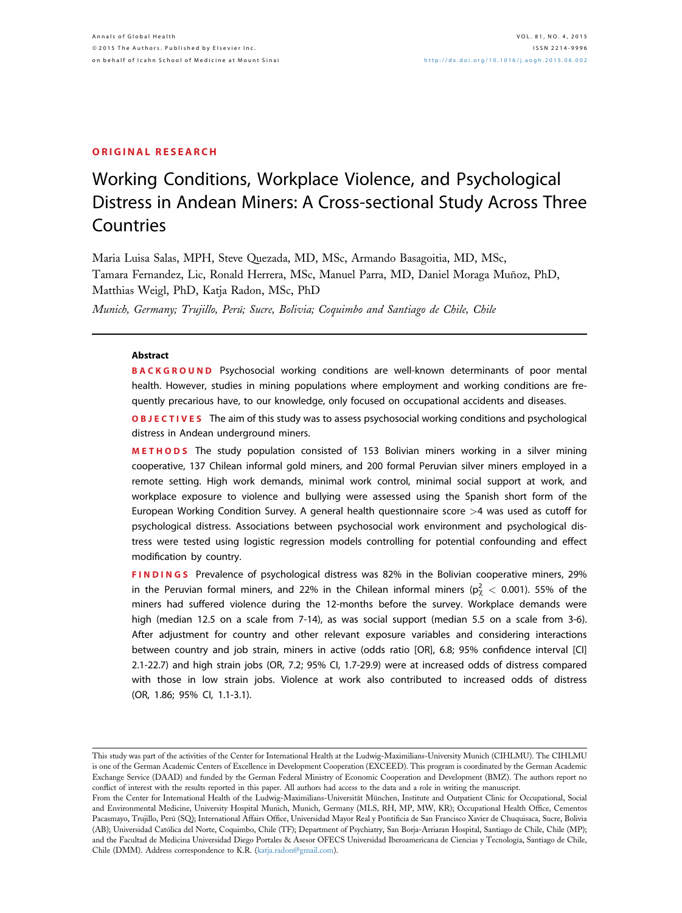ORIGINAL RESEARCH

# Working Conditions, Workplace Violence, and Psychological Distress in Andean Miners: A Cross-sectional Study Across Three Countries

Maria Luisa Salas, MPH, Steve Quezada, MD, MSc, Armando Basagoitia, MD, MSc, Tamara Fernandez, Lic, Ronald Herrera, MSc, Manuel Parra, MD, Daniel Moraga Muñoz, PhD, Matthias Weigl, PhD, Katja Radon, MSc, PhD

*Munich, Germany; Trujillo, Perú; Sucre, Bolivia; Coquimbo and Santiago de Chile, Chile*

## Abstract

**BACKGROUND** Psychosocial working conditions are well-known determinants of poor mental health. However, studies in mining populations where employment and working conditions are frequently precarious have, to our knowledge, only focused on occupational accidents and diseases.

**OBJECTIVES** The aim of this study was to assess psychosocial working conditions and psychological distress in Andean underground miners.

**METHODS** The study population consisted of 153 Bolivian miners working in a silver mining cooperative, 137 Chilean informal gold miners, and 200 formal Peruvian silver miners employed in a remote setting. High work demands, minimal work control, minimal social support at work, and workplace exposure to violence and bullying were assessed using the Spanish short form of the European Working Condition Survey. A general health questionnaire score >4 was used as cutoff for psychological distress. Associations between psychosocial work environment and psychological distress were tested using logistic regression models controlling for potential confounding and effect modification by country.

**FINDINGS** Prevalence of psychological distress was 82% in the Bolivian cooperative miners, 29% in the Peruvian formal miners, and 22% in the Chilean informal miners ($p^2_\chi < 0.001$). 55% of the miners had suffered violence during the 12-months before the survey. Workplace demands were high (median 12.5 on a scale from 7-14), as was social support (median 5.5 on a scale from 3-6). After adjustment for country and other relevant exposure variables and considering interactions between country and job strain, miners in active (odds ratio [OR], 6.8; 95% confidence interval [CI] 2.1-22.7) and high strain jobs (OR, 7.2; 95% CI, 1.7-29.9) were at increased odds of distress compared with those in low strain jobs. Violence at work also contributed to increased odds of distress (OR, 1.86; 95% CI, 1.1-3.1).

---

This study was part of the activities of the Center for International Health at the Ludwig-Maximilians-University Munich (CIHLMU). The CIHLMU is one of the German Academic Centers of Excellence in Development Cooperation (EXCEED). This program is coordinated by the German Academic Exchange Service (DAAD) and funded by the German Federal Ministry of Economic Cooperation and Development (BMZ). The authors report no conflict of interest with the results reported in this paper. All authors had access to the data and a role in writing the manuscript.

From the Center for International Health of the Ludwig-Maximilians-Universität München, Institute and Outpatient Clinic for Occupational, Social and Environmental Medicine, University Hospital Munich, Munich, Germany (MLS, RH, MP, MW, KR); Occupational Health Office, Cementos Pacasmayo, Trujillo, Perú (SQ); International Affairs Office, Universidad Mayor Real y Pontificia de San Francisco Xavier de Chuquisaca, Sucre, Bolivia (AB); Universidad Católica del Norte, Coquimbo, Chile (TF); Department of Psychiatry, San Borja-Arriaran Hospital, Santiago de Chile, Chile (MP); and the Facultad de Medicina Universidad Diego Portales & Asesor OFECS Universidad Iberoamericana de Ciencias y Tecnología, Santiago de Chile, Chile (DMM). Address correspondence to K.R. (katja.radon@gmail.com).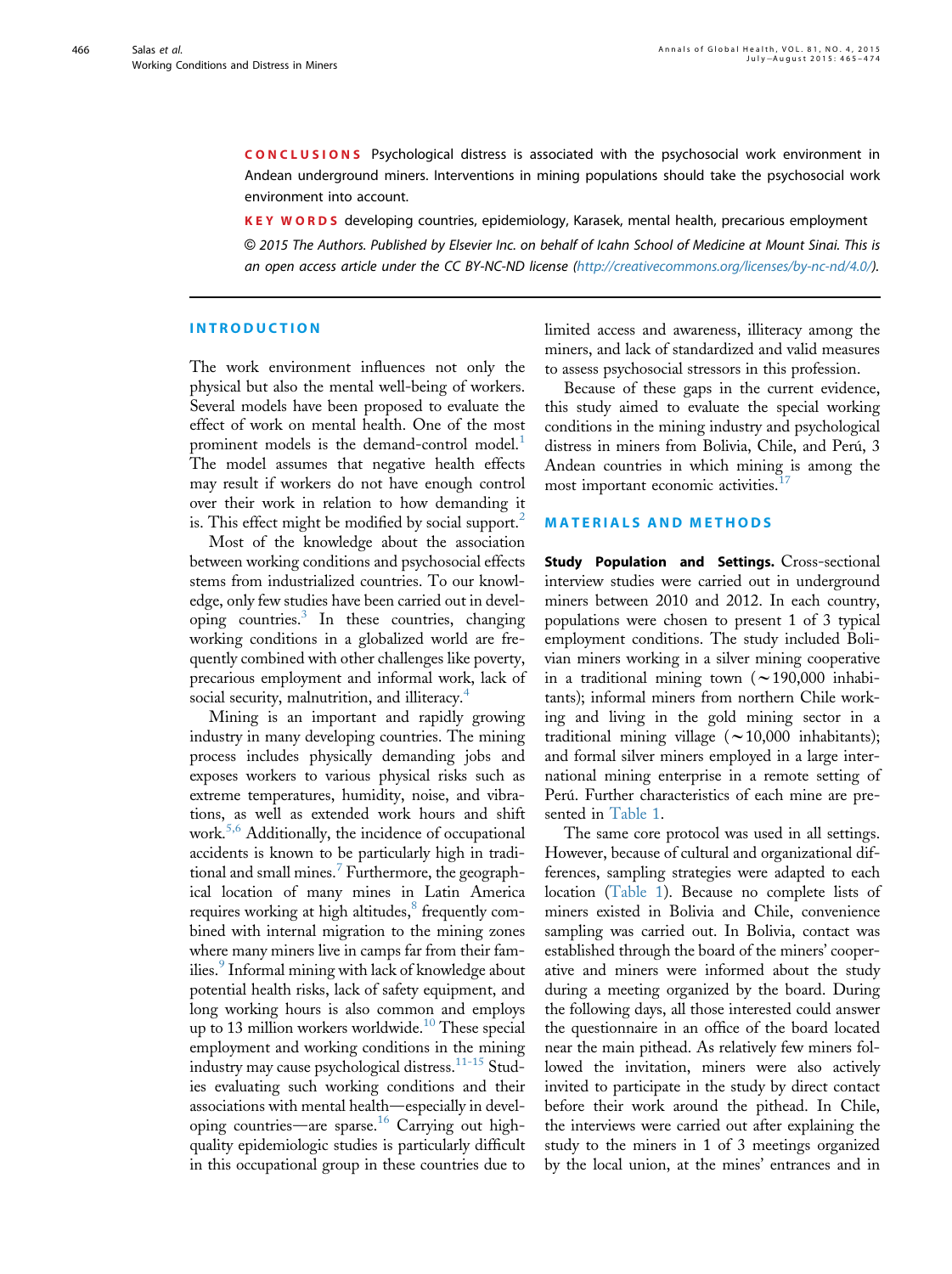**CONCLUSIONS** Psychological distress is associated with the psychosocial work environment in Andean underground miners. Interventions in mining populations should take the psychosocial work environment into account.

**KEY WORDS** developing countries, epidemiology, Karasek, mental health, precarious employment

*© 2015 The Authors. Published by Elsevier Inc. on behalf of Icahn School of Medicine at Mount Sinai. This is an open access article under the CC BY-NC-ND license (http://creativecommons.org/licenses/by-nc-nd/4.0/).*

## INTRODUCTION

The work environment influences not only the physical but also the mental well-being of workers. Several models have been proposed to evaluate the effect of work on mental health. One of the most prominent models is the demand-control model.[1] The model assumes that negative health effects may result if workers do not have enough control over their work in relation to how demanding it is. This effect might be modified by social support.[2]

Most of the knowledge about the association between working conditions and psychosocial effects stems from industrialized countries. To our knowledge, only few studies have been carried out in developing countries.[3] In these countries, changing working conditions in a globalized world are frequently combined with other challenges like poverty, precarious employment and informal work, lack of social security, malnutrition, and illiteracy.[4]

Mining is an important and rapidly growing industry in many developing countries. The mining process includes physically demanding jobs and exposes workers to various physical risks such as extreme temperatures, humidity, noise, and vibrations, as well as extended work hours and shift work.[5,6] Additionally, the incidence of occupational accidents is known to be particularly high in traditional and small mines.[7] Furthermore, the geographical location of many mines in Latin America requires working at high altitudes,[8] frequently combined with internal migration to the mining zones where many miners live in camps far from their families.[9] Informal mining with lack of knowledge about potential health risks, lack of safety equipment, and long working hours is also common and employs up to 13 million workers worldwide.[10] These special employment and working conditions in the mining industry may cause psychological distress.[11-15] Studies evaluating such working conditions and their associations with mental health—especially in developing countries—are sparse.[16] Carrying out high-quality epidemiologic studies is particularly difficult in this occupational group in these countries due to limited access and awareness, illiteracy among the miners, and lack of standardized and valid measures to assess psychosocial stressors in this profession.

Because of these gaps in the current evidence, this study aimed to evaluate the special working conditions in the mining industry and psychological distress in miners from Bolivia, Chile, and Perú, 3 Andean countries in which mining is among the most important economic activities.[17]

## MATERIALS AND METHODS

**Study Population and Settings.** Cross-sectional interview studies were carried out in underground miners between 2010 and 2012. In each country, populations were chosen to present 1 of 3 typical employment conditions. The study included Bolivian miners working in a silver mining cooperative in a traditional mining town (~190,000 inhabitants); informal miners from northern Chile working and living in the gold mining sector in a traditional mining village (~10,000 inhabitants); and formal silver miners employed in a large international mining enterprise in a remote setting of Perú. Further characteristics of each mine are presented in Table 1.

The same core protocol was used in all settings. However, because of cultural and organizational differences, sampling strategies were adapted to each location (Table 1). Because no complete lists of miners existed in Bolivia and Chile, convenience sampling was carried out. In Bolivia, contact was established through the board of the miners' cooperative and miners were informed about the study during a meeting organized by the board. During the following days, all those interested could answer the questionnaire in an office of the board located near the main pithead. As relatively few miners followed the invitation, miners were also actively invited to participate in the study by direct contact before their work around the pithead. In Chile, the interviews were carried out after explaining the study to the miners in 1 of 3 meetings organized by the local union, at the mines' entrances and in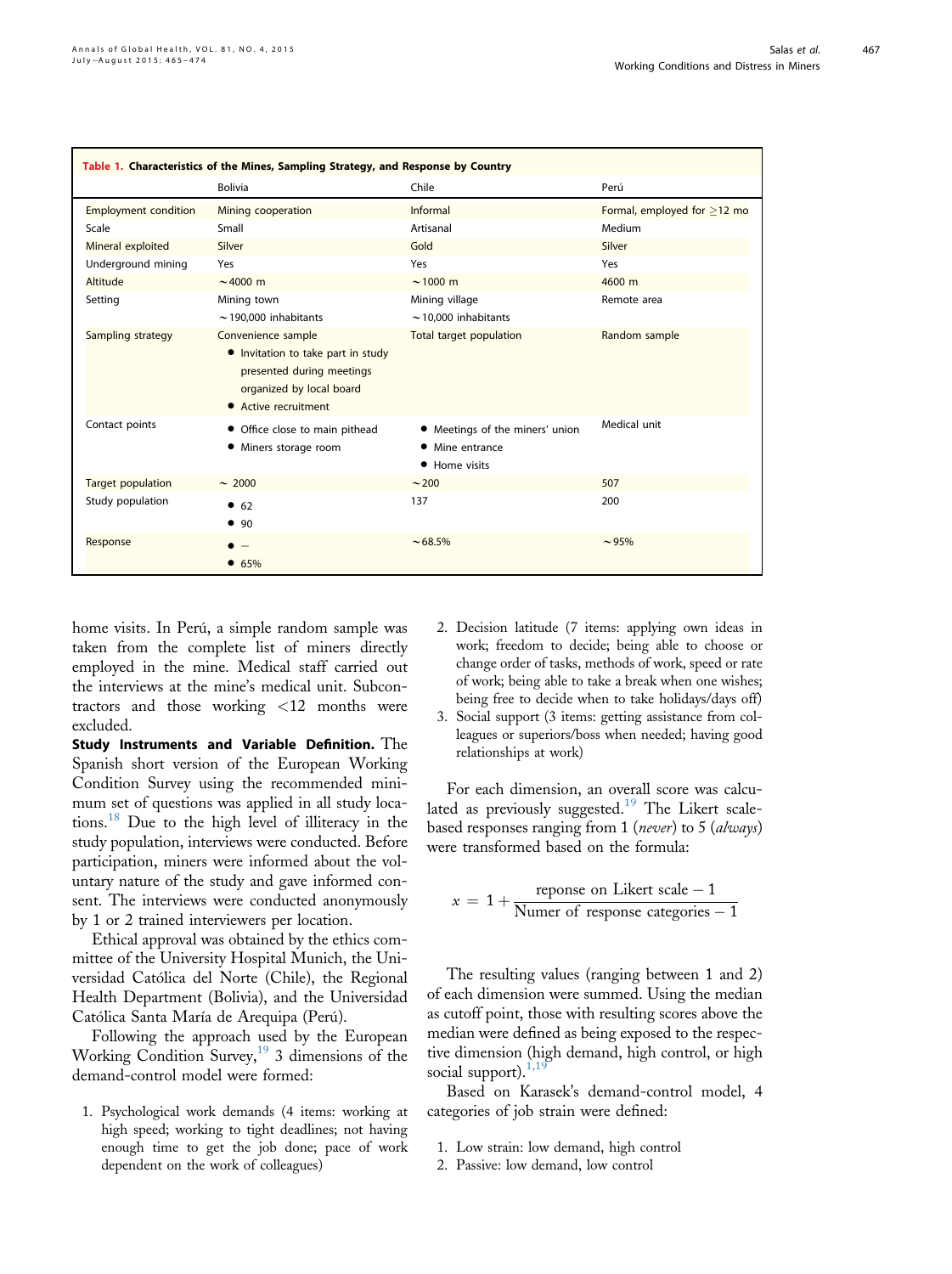**Table 1. Characteristics of the Mines, Sampling Strategy, and Response by Country**

| | Bolivia | Chile | Perú |
|---|---|---|---|
| Employment condition | Mining cooperation | Informal | Formal, employed for ≥12 mo |
| Scale | Small | Artisanal | Medium |
| Mineral exploited | Silver | Gold | Silver |
| Underground mining | Yes | Yes | Yes |
| Altitude | ~4000 m | ~1000 m | 4600 m |
| Setting | Mining town ~190,000 inhabitants | Mining village ~10,000 inhabitants | Remote area |
| Sampling strategy | Convenience sample • Invitation to take part in study presented during meetings organized by local board • Active recruitment | Total target population | Random sample |
| Contact points | • Office close to main pithead • Miners storage room | • Meetings of the miners' union • Mine entrance • Home visits | Medical unit |
| Target population | ~ 2000 | ~200 | 507 |
| Study population | • 62 • 90 | 137 | 200 |
| Response | • – • 65% | ~68.5% | ~95% |

home visits. In Perú, a simple random sample was taken from the complete list of miners directly employed in the mine. Medical staff carried out the interviews at the mine's medical unit. Subcontractors and those working <12 months were excluded.

**Study Instruments and Variable Definition.** The Spanish short version of the European Working Condition Survey using the recommended minimum set of questions was applied in all study locations.[18] Due to the high level of illiteracy in the study population, interviews were conducted. Before participation, miners were informed about the voluntary nature of the study and gave informed consent. The interviews were conducted anonymously by 1 or 2 trained interviewers per location.

Ethical approval was obtained by the ethics committee of the University Hospital Munich, the Universidad Católica del Norte (Chile), the Regional Health Department (Bolivia), and the Universidad Católica Santa María de Arequipa (Perú).

Following the approach used by the European Working Condition Survey,[19] 3 dimensions of the demand-control model were formed:

1. Psychological work demands (4 items: working at high speed; working to tight deadlines; not having enough time to get the job done; pace of work dependent on the work of colleagues)
2. Decision latitude (7 items: applying own ideas in work; freedom to decide; being able to choose or change order of tasks, methods of work, speed or rate of work; being able to take a break when one wishes; being free to decide when to take holidays/days off)
3. Social support (3 items: getting assistance from colleagues or superiors/boss when needed; having good relationships at work)

For each dimension, an overall score was calculated as previously suggested.[19] The Likert scale-based responses ranging from 1 (*never*) to 5 (*always*) were transformed based on the formula:

$$x = 1 + \frac{\text{reponse on Likert scale} - 1}{\text{Numer of response categories} - 1}$$

The resulting values (ranging between 1 and 2) of each dimension were summed. Using the median as cutoff point, those with resulting scores above the median were defined as being exposed to the respective dimension (high demand, high control, or high social support).[1,19]

Based on Karasek's demand-control model, 4 categories of job strain were defined:

1. Low strain: low demand, high control
2. Passive: low demand, low control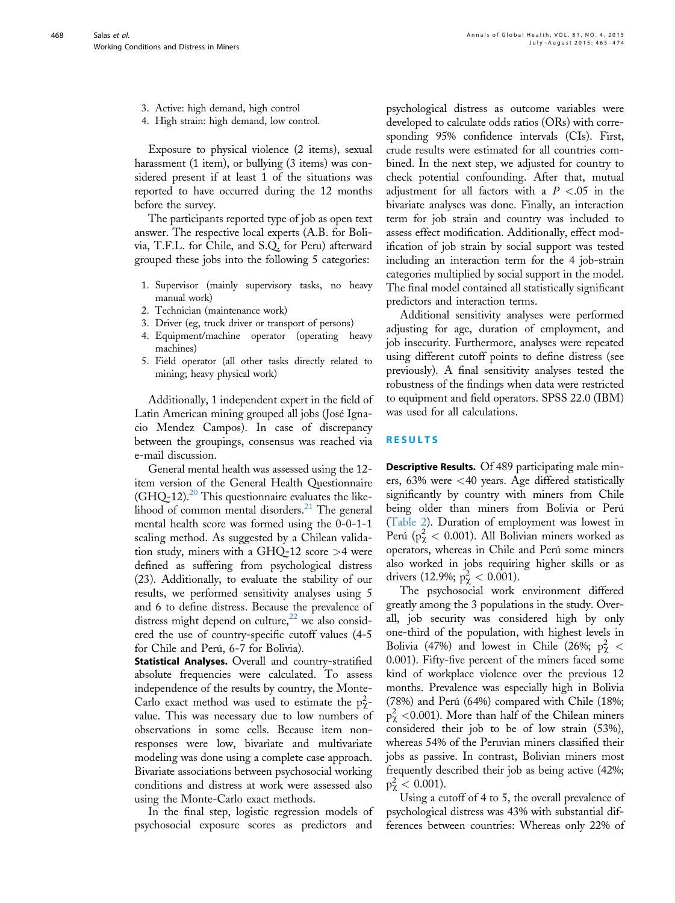3. Active: high demand, high control
4. High strain: high demand, low control.

Exposure to physical violence (2 items), sexual harassment (1 item), or bullying (3 items) was considered present if at least 1 of the situations was reported to have occurred during the 12 months before the survey.

The participants reported type of job as open text answer. The respective local experts (A.B. for Bolivia, T.F.L. for Chile, and S.Q. for Peru) afterward grouped these jobs into the following 5 categories:

1. Supervisor (mainly supervisory tasks, no heavy manual work)
2. Technician (maintenance work)
3. Driver (eg, truck driver or transport of persons)
4. Equipment/machine operator (operating heavy machines)
5. Field operator (all other tasks directly related to mining; heavy physical work)

Additionally, 1 independent expert in the field of Latin American mining grouped all jobs (José Ignacio Mendez Campos). In case of discrepancy between the groupings, consensus was reached via e-mail discussion.

General mental health was assessed using the 12-item version of the General Health Questionnaire (GHQ-12).[20] This questionnaire evaluates the likelihood of common mental disorders.[21] The general mental health score was formed using the 0-0-1-1 scaling method. As suggested by a Chilean validation study, miners with a GHQ-12 score >4 were defined as suffering from psychological distress (23). Additionally, to evaluate the stability of our results, we performed sensitivity analyses using 5 and 6 to define distress. Because the prevalence of distress might depend on culture,[22] we also considered the use of country-specific cutoff values (4-5 for Chile and Perú, 6-7 for Bolivia).

**Statistical Analyses.** Overall and country-stratified absolute frequencies were calculated. To assess independence of the results by country, the Monte-Carlo exact method was used to estimate the $p^2_\chi$-value. This was necessary due to low numbers of observations in some cells. Because item non-responses were low, bivariate and multivariate modeling was done using a complete case approach. Bivariate associations between psychosocial working conditions and distress at work were assessed also using the Monte-Carlo exact methods.

In the final step, logistic regression models of psychosocial exposure scores as predictors and psychological distress as outcome variables were developed to calculate odds ratios (ORs) with corresponding 95% confidence intervals (CIs). First, crude results were estimated for all countries combined. In the next step, we adjusted for country to check potential confounding. After that, mutual adjustment for all factors with a $P$ <.05 in the bivariate analyses was done. Finally, an interaction term for job strain and country was included to assess effect modification. Additionally, effect modification of job strain by social support was tested including an interaction term for the 4 job-strain categories multiplied by social support in the model. The final model contained all statistically significant predictors and interaction terms.

Additional sensitivity analyses were performed adjusting for age, duration of employment, and job insecurity. Furthermore, analyses were repeated using different cutoff points to define distress (see previously). A final sensitivity analyses tested the robustness of the findings when data were restricted to equipment and field operators. SPSS 22.0 (IBM) was used for all calculations.

## RESULTS

**Descriptive Results.** Of 489 participating male miners, 63% were <40 years. Age differed statistically significantly by country with miners from Chile being older than miners from Bolivia or Perú (Table 2). Duration of employment was lowest in Perú ($p^2_\chi < 0.001$). All Bolivian miners worked as operators, whereas in Chile and Perú some miners also worked in jobs requiring higher skills or as drivers (12.9%; $p^2_\chi < 0.001$).

The psychosocial work environment differed greatly among the 3 populations in the study. Overall, job security was considered high by only one-third of the population, with highest levels in Bolivia (47%) and lowest in Chile (26%; $p^2_\chi <$ 0.001). Fifty-five percent of the miners faced some kind of workplace violence over the previous 12 months. Prevalence was especially high in Bolivia (78%) and Perú (64%) compared with Chile (18%; $p^2_\chi$ <0.001). More than half of the Chilean miners considered their job to be of low strain (53%), whereas 54% of the Peruvian miners classified their jobs as passive. In contrast, Bolivian miners most frequently described their job as being active (42%; $p^2_\chi < 0.001$).

Using a cutoff of 4 to 5, the overall prevalence of psychological distress was 43% with substantial differences between countries: Whereas only 22% of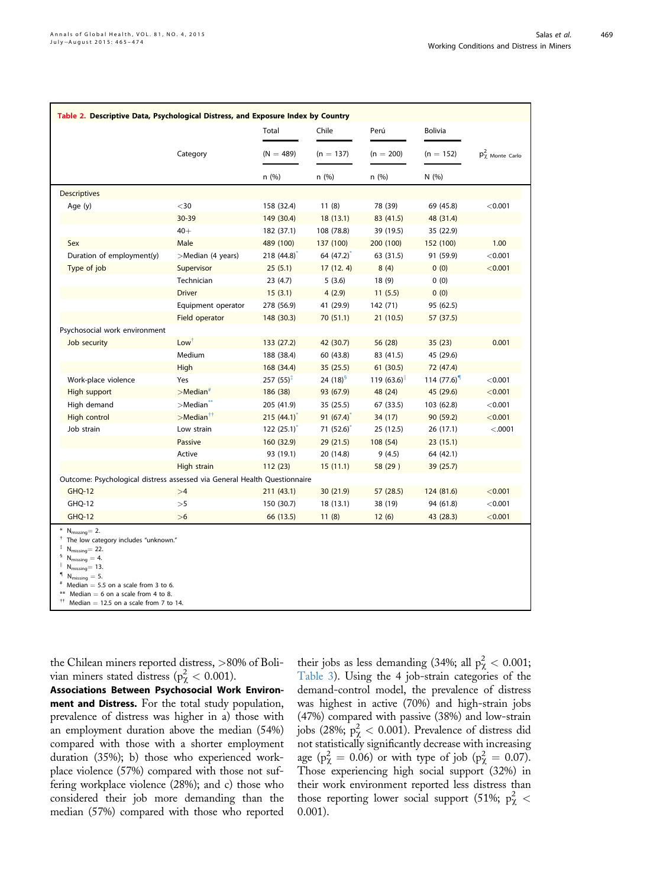**Table 2. Descriptive Data, Psychological Distress, and Exposure Index by Country**

| | Category | Total (N = 489) n (%) | Chile (n = 137) n (%) | Perú (n = 200) n (%) | Bolivia (n = 152) N (%) | $p^2_{\chi\ \text{Monte Carlo}}$ |
|---|---|---|---|---|---|---|
| **Descriptives** | | | | | | |
| Age (y) | <30 | 158 (32.4) | 11 (8) | 78 (39) | 69 (45.8) | <0.001 |
| | 30-39 | 149 (30.4) | 18 (13.1) | 83 (41.5) | 48 (31.4) | |
| | 40+ | 182 (37.1) | 108 (78.8) | 39 (19.5) | 35 (22.9) | |
| Sex | Male | 489 (100) | 137 (100) | 200 (100) | 152 (100) | 1.00 |
| Duration of employment(y) | >Median (4 years) | 218 (44.8)* | 64 (47.2)* | 63 (31.5) | 91 (59.9) | <0.001 |
| Type of job | Supervisor | 25 (5.1) | 17 (12. 4) | 8 (4) | 0 (0) | <0.001 |
| | Technician | 23 (4.7) | 5 (3.6) | 18 (9) | 0 (0) | |
| | Driver | 15 (3.1) | 4 (2.9) | 11 (5.5) | 0 (0) | |
| | Equipment operator | 278 (56.9) | 41 (29.9) | 142 (71) | 95 (62.5) | |
| | Field operator | 148 (30.3) | 70 (51.1) | 21 (10.5) | 57 (37.5) | |
| **Psychosocial work environment** | | | | | | |
| Job security | Low† | 133 (27.2) | 42 (30.7) | 56 (28) | 35 (23) | 0.001 |
| | Medium | 188 (38.4) | 60 (43.8) | 83 (41.5) | 45 (29.6) | |
| | High | 168 (34.4) | 35 (25.5) | 61 (30.5) | 72 (47.4) | |
| Work-place violence | Yes | 257 (55)‡ | 24 (18)§ | 119 (63.6)‖ | 114 (77.6)¶ | <0.001 |
| High support | >Median# | 186 (38) | 93 (67.9) | 48 (24) | 45 (29.6) | <0.001 |
| High demand | >Median** | 205 (41.9) | 35 (25.5) | 67 (33.5) | 103 (62.8) | <0.001 |
| High control | >Median†† | 215 (44.1)* | 91 (67.4)* | 34 (17) | 90 (59.2) | <0.001 |
| Job strain | Low strain | 122 (25.1)* | 71 (52.6)* | 25 (12.5) | 26 (17.1) | <.0001 |
| | Passive | 160 (32.9) | 29 (21.5) | 108 (54) | 23 (15.1) | |
| | Active | 93 (19.1) | 20 (14.8) | 9 (4.5) | 64 (42.1) | |
| | High strain | 112 (23) | 15 (11.1) | 58 (29 ) | 39 (25.7) | |
| **Outcome: Psychological distress assessed via General Health Questionnaire** | | | | | | |
| GHQ-12 | >4 | 211 (43.1) | 30 (21.9) | 57 (28.5) | 124 (81.6) | <0.001 |
| GHQ-12 | >5 | 150 (30.7) | 18 (13.1) | 38 (19) | 94 (61.8) | <0.001 |
| GHQ-12 | >6 | 66 (13.5) | 11 (8) | 12 (6) | 43 (28.3) | <0.001 |

\* $N_{missing}$ = 2.
† The low category includes "unknown."
‡ $N_{missing}$ = 22.
§ $N_{missing}$ = 4.
‖ $N_{missing}$ = 13.
¶ $N_{missing}$ = 5.
\# Median = 5.5 on a scale from 3 to 6.
\*\* Median = 6 on a scale from 4 to 8.
†† Median = 12.5 on a scale from 7 to 14.

the Chilean miners reported distress, >80% of Bolivian miners stated distress ($p^2_\chi < 0.001$).

**Associations Between Psychosocial Work Environment and Distress.** For the total study population, prevalence of distress was higher in a) those with an employment duration above the median (54%) compared with those with a shorter employment duration (35%); b) those who experienced workplace violence (57%) compared with those not suffering workplace violence (28%); and c) those who considered their job more demanding than the median (57%) compared with those who reported their jobs as less demanding (34%; all $p^2_\chi < 0.001$; Table 3). Using the 4 job-strain categories of the demand-control model, the prevalence of distress was highest in active (70%) and high-strain jobs (47%) compared with passive (38%) and low-strain jobs (28%; $p^2_\chi < 0.001$). Prevalence of distress did not statistically significantly decrease with increasing age ($p^2_\chi = 0.06$) or with type of job ($p^2_\chi = 0.07$). Those experiencing high social support (32%) in their work environment reported less distress than those reporting lower social support (51%; $p^2_\chi <$ 0.001).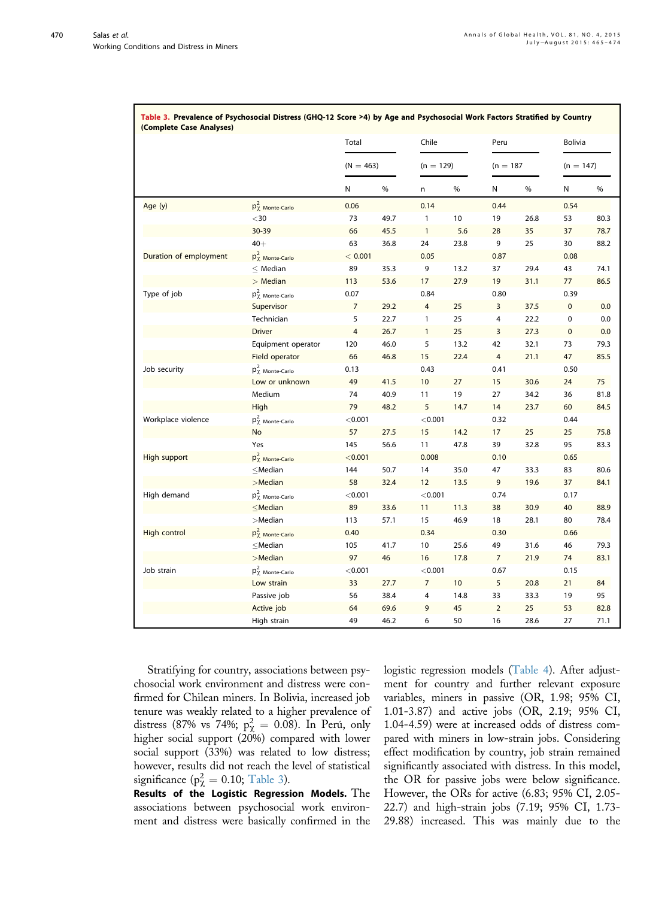**Table 3. Prevalence of Psychosocial Distress (GHQ-12 Score >4) by Age and Psychosocial Work Factors Stratified by Country (Complete Case Analyses)**

| | | Total | | Chile | | Peru | | Bolivia | |
|---|---|---|---|---|---|---|---|---|---|
| | | (N = 463) | | (n = 129) | | (n = 187 | | (n = 147) | |
| | | N | % | n | % | N | % | N | % |
| Age (y) | $p^2_{\chi\ \text{Monte-Carlo}}$ | 0.06 | | 0.14 | | 0.44 | | 0.54 | |
| | <30 | 73 | 49.7 | 1 | 10 | 19 | 26.8 | 53 | 80.3 |
| | 30-39 | 66 | 45.5 | 1 | 5.6 | 28 | 35 | 37 | 78.7 |
| | 40+ | 63 | 36.8 | 24 | 23.8 | 9 | 25 | 30 | 88.2 |
| Duration of employment | $p^2_{\chi\ \text{Monte-Carlo}}$ | < 0.001 | | 0.05 | | 0.87 | | 0.08 | |
| | ≤ Median | 89 | 35.3 | 9 | 13.2 | 37 | 29.4 | 43 | 74.1 |
| | > Median | 113 | 53.6 | 17 | 27.9 | 19 | 31.1 | 77 | 86.5 |
| Type of job | $p^2_{\chi\ \text{Monte-Carlo}}$ | 0.07 | | 0.84 | | 0.80 | | 0.39 | |
| | Supervisor | 7 | 29.2 | 4 | 25 | 3 | 37.5 | 0 | 0.0 |
| | Technician | 5 | 22.7 | 1 | 25 | 4 | 22.2 | 0 | 0.0 |
| | Driver | 4 | 26.7 | 1 | 25 | 3 | 27.3 | 0 | 0.0 |
| | Equipment operator | 120 | 46.0 | 5 | 13.2 | 42 | 32.1 | 73 | 79.3 |
| | Field operator | 66 | 46.8 | 15 | 22.4 | 4 | 21.1 | 47 | 85.5 |
| Job security | $p^2_{\chi\ \text{Monte-Carlo}}$ | 0.13 | | 0.43 | | 0.41 | | 0.50 | |
| | Low or unknown | 49 | 41.5 | 10 | 27 | 15 | 30.6 | 24 | 75 |
| | Medium | 74 | 40.9 | 11 | 19 | 27 | 34.2 | 36 | 81.8 |
| | High | 79 | 48.2 | 5 | 14.7 | 14 | 23.7 | 60 | 84.5 |
| Workplace violence | $p^2_{\chi\ \text{Monte-Carlo}}$ | <0.001 | | <0.001 | | 0.32 | | 0.44 | |
| | No | 57 | 27.5 | 15 | 14.2 | 17 | 25 | 25 | 75.8 |
| | Yes | 145 | 56.6 | 11 | 47.8 | 39 | 32.8 | 95 | 83.3 |
| High support | $p^2_{\chi\ \text{Monte-Carlo}}$ | <0.001 | | 0.008 | | 0.10 | | 0.65 | |
| | ≤Median | 144 | 50.7 | 14 | 35.0 | 47 | 33.3 | 83 | 80.6 |
| | >Median | 58 | 32.4 | 12 | 13.5 | 9 | 19.6 | 37 | 84.1 |
| High demand | $p^2_{\chi\ \text{Monte-Carlo}}$ | <0.001 | | <0.001 | | 0.74 | | 0.17 | |
| | ≤Median | 89 | 33.6 | 11 | 11.3 | 38 | 30.9 | 40 | 88.9 |
| | >Median | 113 | 57.1 | 15 | 46.9 | 18 | 28.1 | 80 | 78.4 |
| High control | $p^2_{\chi\ \text{Monte-Carlo}}$ | 0.40 | | 0.34 | | 0.30 | | 0.66 | |
| | ≤Median | 105 | 41.7 | 10 | 25.6 | 49 | 31.6 | 46 | 79.3 |
| | >Median | 97 | 46 | 16 | 17.8 | 7 | 21.9 | 74 | 83.1 |
| Job strain | $p^2_{\chi\ \text{Monte-Carlo}}$ | <0.001 | | <0.001 | | 0.67 | | 0.15 | |
| | Low strain | 33 | 27.7 | 7 | 10 | 5 | 20.8 | 21 | 84 |
| | Passive job | 56 | 38.4 | 4 | 14.8 | 33 | 33.3 | 19 | 95 |
| | Active job | 64 | 69.6 | 9 | 45 | 2 | 25 | 53 | 82.8 |
| | High strain | 49 | 46.2 | 6 | 50 | 16 | 28.6 | 27 | 71.1 |

Stratifying for country, associations between psychosocial work environment and distress were confirmed for Chilean miners. In Bolivia, increased job tenure was weakly related to a higher prevalence of distress (87% vs 74%; $p^2_\chi = 0.08$). In Perú, only higher social support (20%) compared with lower social support (33%) was related to low distress; however, results did not reach the level of statistical significance ($p^2_\chi = 0.10$; Table 3).

**Results of the Logistic Regression Models.** The associations between psychosocial work environment and distress were basically confirmed in the logistic regression models (Table 4). After adjustment for country and further relevant exposure variables, miners in passive (OR, 1.98; 95% CI, 1.01-3.87) and active jobs (OR, 2.19; 95% CI, 1.04-4.59) were at increased odds of distress compared with miners in low-strain jobs. Considering effect modification by country, job strain remained significantly associated with distress. In this model, the OR for passive jobs were below significance. However, the ORs for active (6.83; 95% CI, 2.05-22.7) and high-strain jobs (7.19; 95% CI, 1.73-29.88) increased. This was mainly due to the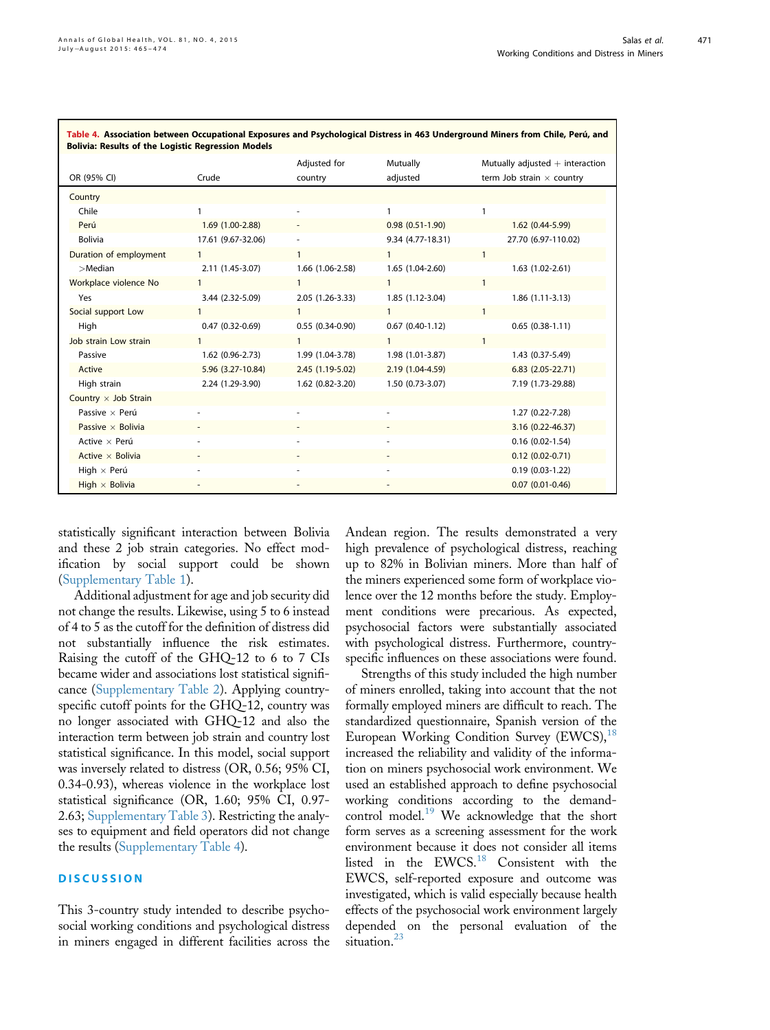**Table 4. Association between Occupational Exposures and Psychological Distress in 463 Underground Miners from Chile, Perú, and Bolivia: Results of the Logistic Regression Models**

| OR (95% CI) | Crude | Adjusted for country | Mutually adjusted | Mutually adjusted + interaction term Job strain × country |
|---|---|---|---|---|
| Country | | | | |
| Chile | 1 | - | 1 | 1 |
| Perú | 1.69 (1.00-2.88) | - | 0.98 (0.51-1.90) | 1.62 (0.44-5.99) |
| Bolivia | 17.61 (9.67-32.06) | - | 9.34 (4.77-18.31) | 27.70 (6.97-110.02) |
| Duration of employment | 1 | 1 | 1 | 1 |
| >Median | 2.11 (1.45-3.07) | 1.66 (1.06-2.58) | 1.65 (1.04-2.60) | 1.63 (1.02-2.61) |
| Workplace violence No | 1 | 1 | 1 | 1 |
| Yes | 3.44 (2.32-5.09) | 2.05 (1.26-3.33) | 1.85 (1.12-3.04) | 1.86 (1.11-3.13) |
| Social support Low | 1 | 1 | 1 | 1 |
| High | 0.47 (0.32-0.69) | 0.55 (0.34-0.90) | 0.67 (0.40-1.12) | 0.65 (0.38-1.11) |
| Job strain Low strain | 1 | 1 | 1 | 1 |
| Passive | 1.62 (0.96-2.73) | 1.99 (1.04-3.78) | 1.98 (1.01-3.87) | 1.43 (0.37-5.49) |
| Active | 5.96 (3.27-10.84) | 2.45 (1.19-5.02) | 2.19 (1.04-4.59) | 6.83 (2.05-22.71) |
| High strain | 2.24 (1.29-3.90) | 1.62 (0.82-3.20) | 1.50 (0.73-3.07) | 7.19 (1.73-29.88) |
| Country × Job Strain | | | | |
| Passive × Perú | - | - | - | 1.27 (0.22-7.28) |
| Passive × Bolivia | - | - | - | 3.16 (0.22-46.37) |
| Active × Perú | - | - | - | 0.16 (0.02-1.54) |
| Active × Bolivia | - | - | - | 0.12 (0.02-0.71) |
| High × Perú | - | - | - | 0.19 (0.03-1.22) |
| High × Bolivia | - | - | - | 0.07 (0.01-0.46) |

statistically significant interaction between Bolivia and these 2 job strain categories. No effect modification by social support could be shown (Supplementary Table 1).

Additional adjustment for age and job security did not change the results. Likewise, using 5 to 6 instead of 4 to 5 as the cutoff for the definition of distress did not substantially influence the risk estimates. Raising the cutoff of the GHQ-12 to 6 to 7 CIs became wider and associations lost statistical significance (Supplementary Table 2). Applying country-specific cutoff points for the GHQ-12, country was no longer associated with GHQ-12 and also the interaction term between job strain and country lost statistical significance. In this model, social support was inversely related to distress (OR, 0.56; 95% CI, 0.34-0.93), whereas violence in the workplace lost statistical significance (OR, 1.60; 95% CI, 0.97-2.63; Supplementary Table 3). Restricting the analyses to equipment and field operators did not change the results (Supplementary Table 4).

## DISCUSSION

This 3-country study intended to describe psychosocial working conditions and psychological distress in miners engaged in different facilities across the Andean region. The results demonstrated a very high prevalence of psychological distress, reaching up to 82% in Bolivian miners. More than half of the miners experienced some form of workplace violence over the 12 months before the study. Employment conditions were precarious. As expected, psychosocial factors were substantially associated with psychological distress. Furthermore, country-specific influences on these associations were found.

Strengths of this study included the high number of miners enrolled, taking into account that the not formally employed miners are difficult to reach. The standardized questionnaire, Spanish version of the European Working Condition Survey (EWCS),[18] increased the reliability and validity of the information on miners psychosocial work environment. We used an established approach to define psychosocial working conditions according to the demand-control model.[19] We acknowledge that the short form serves as a screening assessment for the work environment because it does not consider all items listed in the EWCS.[18] Consistent with the EWCS, self-reported exposure and outcome was investigated, which is valid especially because health effects of the psychosocial work environment largely depended on the personal evaluation of the situation.[23]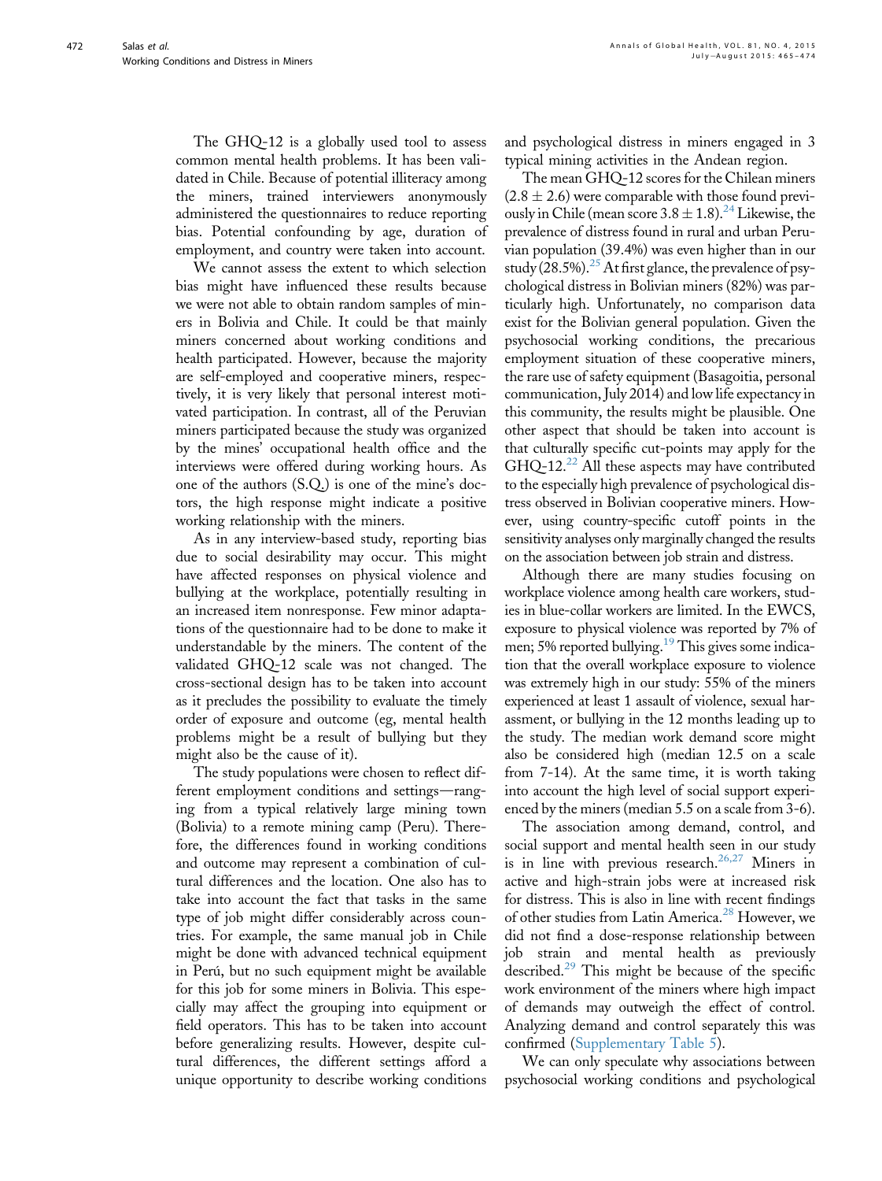The GHQ-12 is a globally used tool to assess common mental health problems. It has been validated in Chile. Because of potential illiteracy among the miners, trained interviewers anonymously administered the questionnaires to reduce reporting bias. Potential confounding by age, duration of employment, and country were taken into account.

We cannot assess the extent to which selection bias might have influenced these results because we were not able to obtain random samples of miners in Bolivia and Chile. It could be that mainly miners concerned about working conditions and health participated. However, because the majority are self-employed and cooperative miners, respectively, it is very likely that personal interest motivated participation. In contrast, all of the Peruvian miners participated because the study was organized by the mines' occupational health office and the interviews were offered during working hours. As one of the authors (S.Q.) is one of the mine's doctors, the high response might indicate a positive working relationship with the miners.

As in any interview-based study, reporting bias due to social desirability may occur. This might have affected responses on physical violence and bullying at the workplace, potentially resulting in an increased item nonresponse. Few minor adaptations of the questionnaire had to be done to make it understandable by the miners. The content of the validated GHQ-12 scale was not changed. The cross-sectional design has to be taken into account as it precludes the possibility to evaluate the timely order of exposure and outcome (eg, mental health problems might be a result of bullying but they might also be the cause of it).

The study populations were chosen to reflect different employment conditions and settings—ranging from a typical relatively large mining town (Bolivia) to a remote mining camp (Peru). Therefore, the differences found in working conditions and outcome may represent a combination of cultural differences and the location. One also has to take into account the fact that tasks in the same type of job might differ considerably across countries. For example, the same manual job in Chile might be done with advanced technical equipment in Perú, but no such equipment might be available for this job for some miners in Bolivia. This especially may affect the grouping into equipment or field operators. This has to be taken into account before generalizing results. However, despite cultural differences, the different settings afford a unique opportunity to describe working conditions and psychological distress in miners engaged in 3 typical mining activities in the Andean region.

The mean GHQ-12 scores for the Chilean miners ($2.8 \pm 2.6$) were comparable with those found previously in Chile (mean score $3.8 \pm 1.8$).[24] Likewise, the prevalence of distress found in rural and urban Peruvian population (39.4%) was even higher than in our study (28.5%).[25] At first glance, the prevalence of psychological distress in Bolivian miners (82%) was particularly high. Unfortunately, no comparison data exist for the Bolivian general population. Given the psychosocial working conditions, the precarious employment situation of these cooperative miners, the rare use of safety equipment (Basagoitia, personal communication, July 2014) and low life expectancy in this community, the results might be plausible. One other aspect that should be taken into account is that culturally specific cut-points may apply for the GHQ-12.[22] All these aspects may have contributed to the especially high prevalence of psychological distress observed in Bolivian cooperative miners. However, using country-specific cutoff points in the sensitivity analyses only marginally changed the results on the association between job strain and distress.

Although there are many studies focusing on workplace violence among health care workers, studies in blue-collar workers are limited. In the EWCS, exposure to physical violence was reported by 7% of men; 5% reported bullying.[19] This gives some indication that the overall workplace exposure to violence was extremely high in our study: 55% of the miners experienced at least 1 assault of violence, sexual harassment, or bullying in the 12 months leading up to the study. The median work demand score might also be considered high (median 12.5 on a scale from 7-14). At the same time, it is worth taking into account the high level of social support experienced by the miners (median 5.5 on a scale from 3-6).

The association among demand, control, and social support and mental health seen in our study is in line with previous research.[26,27] Miners in active and high-strain jobs were at increased risk for distress. This is also in line with recent findings of other studies from Latin America.[28] However, we did not find a dose-response relationship between job strain and mental health as previously described.[29] This might be because of the specific work environment of the miners where high impact of demands may outweigh the effect of control. Analyzing demand and control separately this was confirmed (Supplementary Table 5).

We can only speculate why associations between psychosocial working conditions and psychological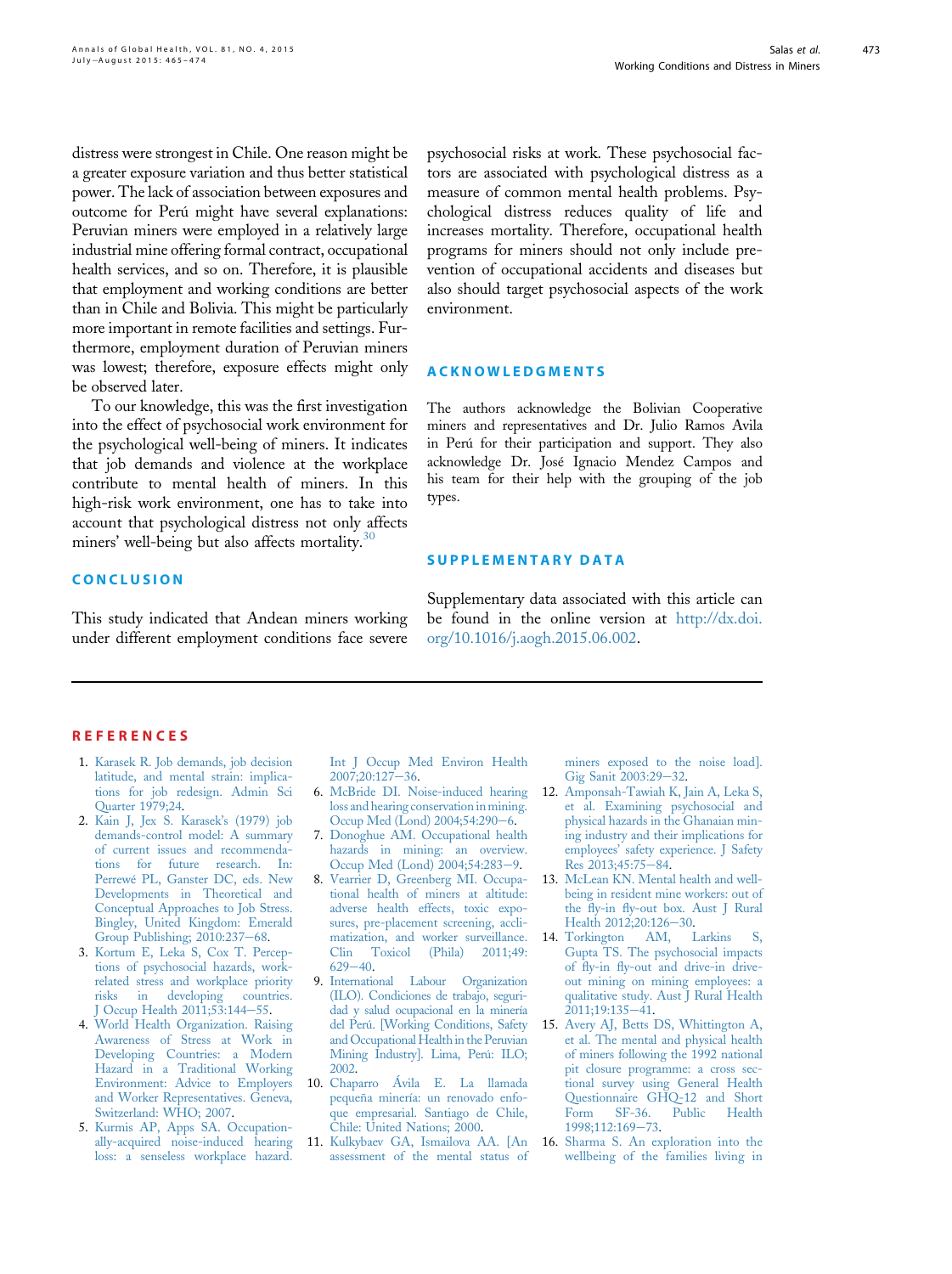distress were strongest in Chile. One reason might be a greater exposure variation and thus better statistical power. The lack of association between exposures and outcome for Perú might have several explanations: Peruvian miners were employed in a relatively large industrial mine offering formal contract, occupational health services, and so on. Therefore, it is plausible that employment and working conditions are better than in Chile and Bolivia. This might be particularly more important in remote facilities and settings. Furthermore, employment duration of Peruvian miners was lowest; therefore, exposure effects might only be observed later.

To our knowledge, this was the first investigation into the effect of psychosocial work environment for the psychological well-being of miners. It indicates that job demands and violence at the workplace contribute to mental health of miners. In this high-risk work environment, one has to take into account that psychological distress not only affects miners' well-being but also affects mortality.[30]

## CONCLUSION

This study indicated that Andean miners working under different employment conditions face severe psychosocial risks at work. These psychosocial factors are associated with psychological distress as a measure of common mental health problems. Psychological distress reduces quality of life and increases mortality. Therefore, occupational health programs for miners should not only include prevention of occupational accidents and diseases but also should target psychosocial aspects of the work environment.

## ACKNOWLEDGMENTS

The authors acknowledge the Bolivian Cooperative miners and representatives and Dr. Julio Ramos Avila in Perú for their participation and support. They also acknowledge Dr. José Ignacio Mendez Campos and his team for their help with the grouping of the job types.

## SUPPLEMENTARY DATA

Supplementary data associated with this article can be found in the online version at http://dx.doi.org/10.1016/j.aogh.2015.06.002.

## REFERENCES

1. Karasek R. Job demands, job decision latitude, and mental strain: implications for job redesign. Admin Sci Quarter 1979;24.
2. Kain J, Jex S. Karasek's (1979) job demands-control model: A summary of current issues and recommendations for future research. In: Perrewé PL, Ganster DC, eds. New Developments in Theoretical and Conceptual Approaches to Job Stress. Bingley, United Kingdom: Emerald Group Publishing; 2010:237−68.
3. Kortum E, Leka S, Cox T. Perceptions of psychosocial hazards, work-related stress and workplace priority risks in developing countries. J Occup Health 2011;53:144−55.
4. World Health Organization. Raising Awareness of Stress at Work in Developing Countries: a Modern Hazard in a Traditional Working Environment: Advice to Employers and Worker Representatives. Geneva, Switzerland: WHO; 2007.
5. Kurmis AP, Apps SA. Occupationally-acquired noise-induced hearing loss: a senseless workplace hazard. Int J Occup Med Environ Health 2007;20:127−36.
6. McBride DI. Noise-induced hearing loss and hearing conservation in mining. Occup Med (Lond) 2004;54:290−6.
7. Donoghue AM. Occupational health hazards in mining: an overview. Occup Med (Lond) 2004;54:283−9.
8. Vearrier D, Greenberg MI. Occupational health of miners at altitude: adverse health effects, toxic exposures, pre-placement screening, acclimatization, and worker surveillance. Clin Toxicol (Phila) 2011;49:629−40.
9. International Labour Organization (ILO). Condiciones de trabajo, seguridad y salud ocupacional en la minería del Perú. [Working Conditions, Safety and Occupational Health in the Peruvian Mining Industry]. Lima, Perú: ILO; 2002.
10. Chaparro Ávila E. La llamada pequeña minería: un renovado enfoque empresarial. Santiago de Chile, Chile: United Nations; 2000.
11. Kulkybaev GA, Ismailova AA. [An assessment of the mental status of miners exposed to the noise load]. Gig Sanit 2003:29−32.
12. Amponsah-Tawiah K, Jain A, Leka S, et al. Examining psychosocial and physical hazards in the Ghanaian mining industry and their implications for employees' safety experience. J Safety Res 2013;45:75−84.
13. McLean KN. Mental health and well-being in resident mine workers: out of the fly-in fly-out box. Aust J Rural Health 2012;20:126−30.
14. Torkington AM, Larkins S, Gupta TS. The psychosocial impacts of fly-in fly-out and drive-in drive-out mining on mining employees: a qualitative study. Aust J Rural Health 2011;19:135−41.
15. Avery AJ, Betts DS, Whittington A, et al. The mental and physical health of miners following the 1992 national pit closure programme: a cross sectional survey using General Health Questionnaire GHQ-12 and Short Form SF-36. Public Health 1998;112:169−73.
16. Sharma S. An exploration into the wellbeing of the families living in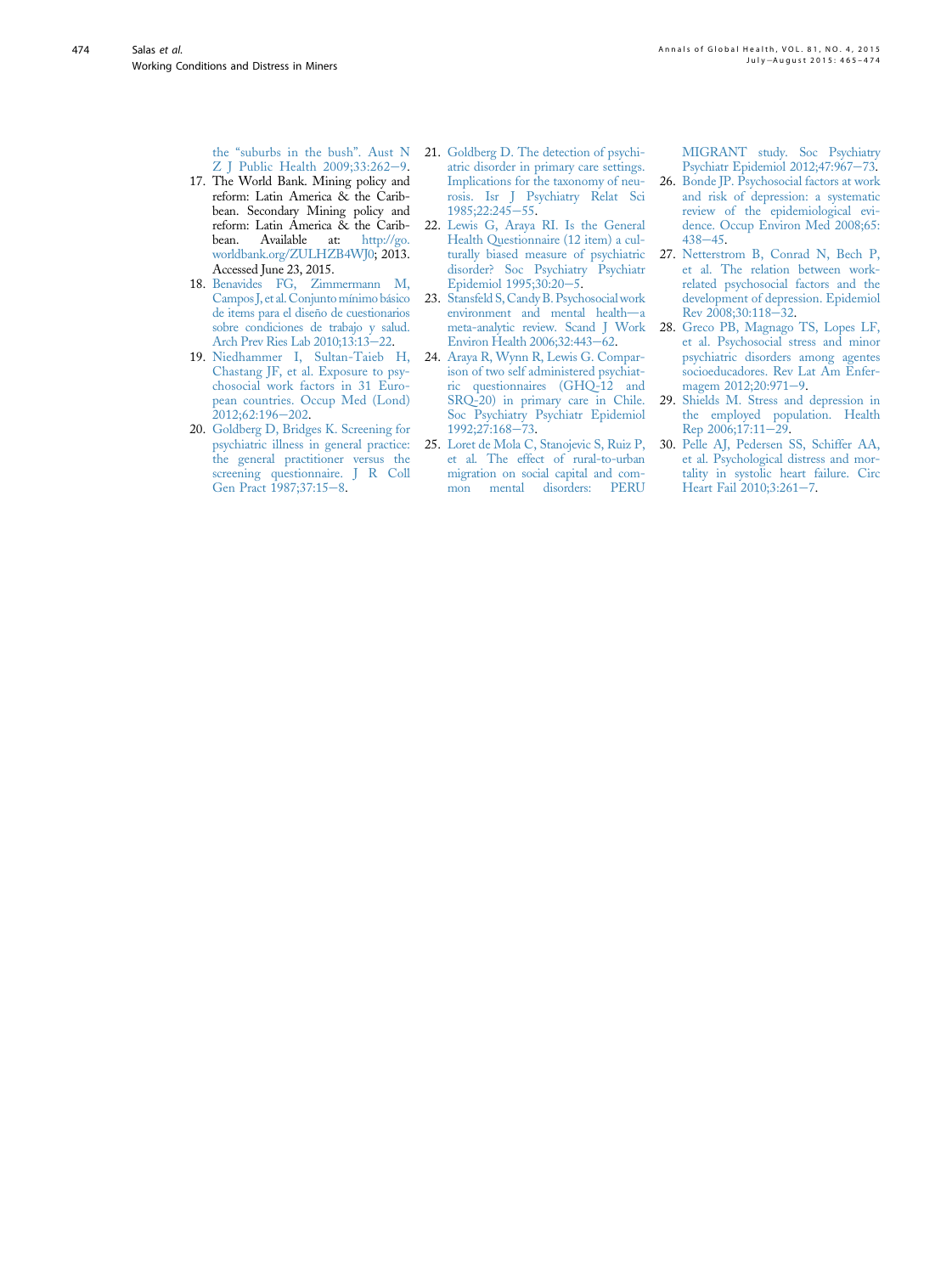the "suburbs in the bush". Aust N Z J Public Health 2009;33:262–9.

17. The World Bank. Mining policy and reform: Latin America & the Caribbean. Secondary Mining policy and reform: Latin America & the Caribbean. Available at: http://go.worldbank.org/ZULHZB4WJ0; 2013. Accessed June 23, 2015.
18. Benavides FG, Zimmermann M, Campos J, et al. Conjunto mínimo básico de items para el diseño de cuestionarios sobre condiciones de trabajo y salud. Arch Prev Ries Lab 2010;13:13–22.
19. Niedhammer I, Sultan-Taieb H, Chastang JF, et al. Exposure to psychosocial work factors in 31 European countries. Occup Med (Lond) 2012;62:196–202.
20. Goldberg D, Bridges K. Screening for psychiatric illness in general practice: the general practitioner versus the screening questionnaire. J R Coll Gen Pract 1987;37:15–8.
21. Goldberg D. The detection of psychiatric disorder in primary care settings. Implications for the taxonomy of neurosis. Isr J Psychiatry Relat Sci 1985;22:245–55.
22. Lewis G, Araya RI. Is the General Health Questionnaire (12 item) a culturally biased measure of psychiatric disorder? Soc Psychiatry Psychiatr Epidemiol 1995;30:20–5.
23. Stansfeld S, Candy B. Psychosocial work environment and mental health—a meta-analytic review. Scand J Work Environ Health 2006;32:443–62.
24. Araya R, Wynn R, Lewis G. Comparison of two self administered psychiatric questionnaires (GHQ-12 and SRQ-20) in primary care in Chile. Soc Psychiatry Psychiatr Epidemiol 1992;27:168–73.
25. Loret de Mola C, Stanojevic S, Ruiz P, et al. The effect of rural-to-urban migration on social capital and common mental disorders: PERU MIGRANT study. Soc Psychiatry Psychiatr Epidemiol 2012;47:967–73.
26. Bonde JP. Psychosocial factors at work and risk of depression: a systematic review of the epidemiological evidence. Occup Environ Med 2008;65:438–45.
27. Netterstrom B, Conrad N, Bech P, et al. The relation between work-related psychosocial factors and the development of depression. Epidemiol Rev 2008;30:118–32.
28. Greco PB, Magnago TS, Lopes LF, et al. Psychosocial stress and minor psychiatric disorders among agentes socioeducadores. Rev Lat Am Enfermagem 2012;20:971–9.
29. Shields M. Stress and depression in the employed population. Health Rep 2006;17:11–29.
30. Pelle AJ, Pedersen SS, Schiffer AA, et al. Psychological distress and mortality in systolic heart failure. Circ Heart Fail 2010;3:261–7.